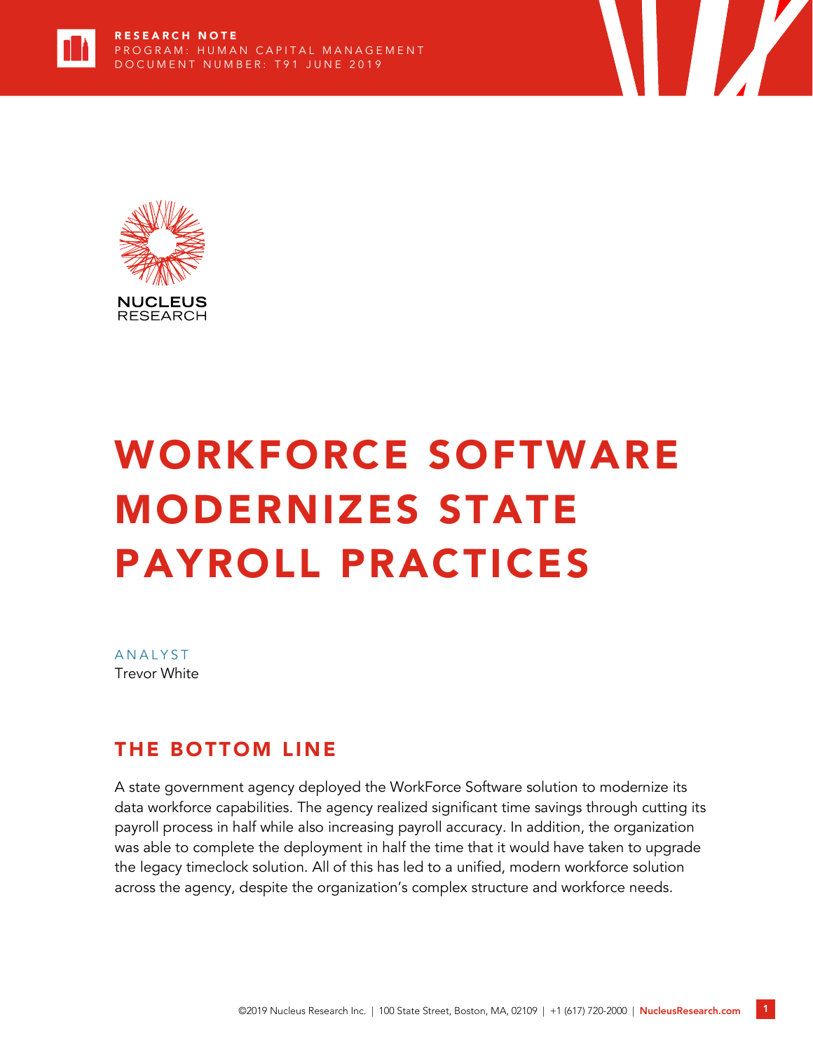RESEARCH NOTE
PROGRAM: HUMAN CAPITAL MANAGEMENT
DOCUMENT NUMBER: T91 JUNE 2019

NUCLEUS RESEARCH

# WORKFORCE SOFTWARE MODERNIZES STATE PAYROLL PRACTICES

ANALYST
Trevor White

## THE BOTTOM LINE

A state government agency deployed the WorkForce Software solution to modernize its data workforce capabilities. The agency realized significant time savings through cutting its payroll process in half while also increasing payroll accuracy. In addition, the organization was able to complete the deployment in half the time that it would have taken to upgrade the legacy timeclock solution. All of this has led to a unified, modern workforce solution across the agency, despite the organization's complex structure and workforce needs.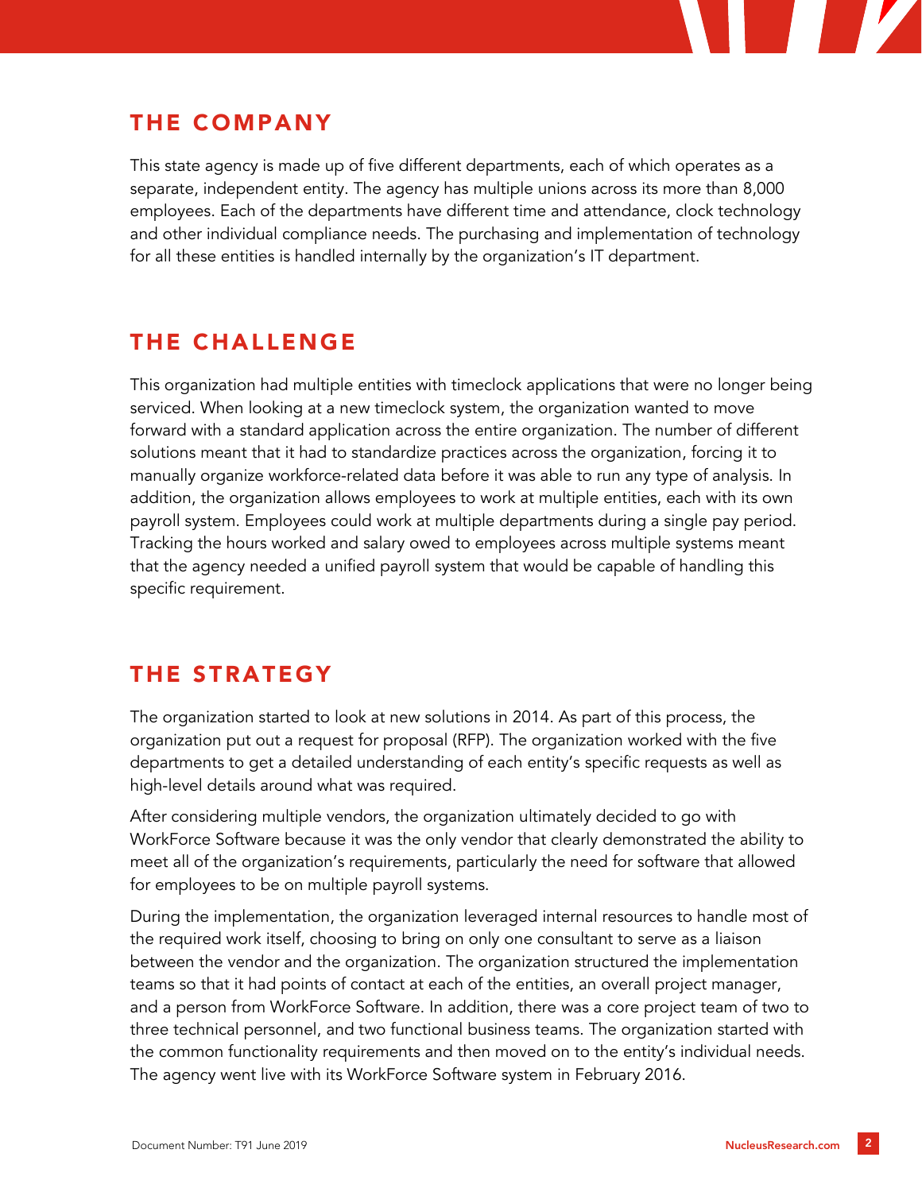## THE COMPANY

This state agency is made up of five different departments, each of which operates as a separate, independent entity. The agency has multiple unions across its more than 8,000 employees. Each of the departments have different time and attendance, clock technology and other individual compliance needs. The purchasing and implementation of technology for all these entities is handled internally by the organization's IT department.

## THE CHALLENGE

This organization had multiple entities with timeclock applications that were no longer being serviced. When looking at a new timeclock system, the organization wanted to move forward with a standard application across the entire organization. The number of different solutions meant that it had to standardize practices across the organization, forcing it to manually organize workforce-related data before it was able to run any type of analysis. In addition, the organization allows employees to work at multiple entities, each with its own payroll system. Employees could work at multiple departments during a single pay period. Tracking the hours worked and salary owed to employees across multiple systems meant that the agency needed a unified payroll system that would be capable of handling this specific requirement.

## THE STRATEGY

The organization started to look at new solutions in 2014. As part of this process, the organization put out a request for proposal (RFP). The organization worked with the five departments to get a detailed understanding of each entity's specific requests as well as high-level details around what was required.

After considering multiple vendors, the organization ultimately decided to go with WorkForce Software because it was the only vendor that clearly demonstrated the ability to meet all of the organization's requirements, particularly the need for software that allowed for employees to be on multiple payroll systems.

During the implementation, the organization leveraged internal resources to handle most of the required work itself, choosing to bring on only one consultant to serve as a liaison between the vendor and the organization. The organization structured the implementation teams so that it had points of contact at each of the entities, an overall project manager, and a person from WorkForce Software. In addition, there was a core project team of two to three technical personnel, and two functional business teams. The organization started with the common functionality requirements and then moved on to the entity's individual needs. The agency went live with its WorkForce Software system in February 2016.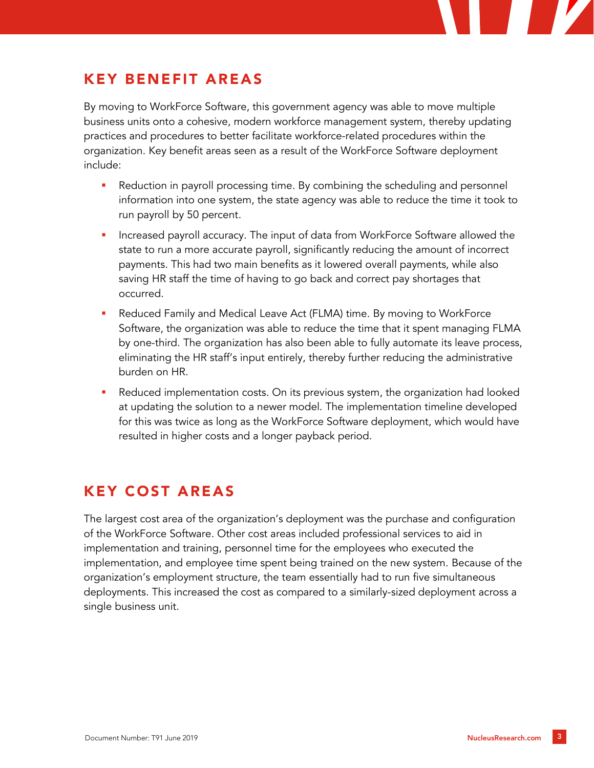## KEY BENEFIT AREAS

By moving to WorkForce Software, this government agency was able to move multiple business units onto a cohesive, modern workforce management system, thereby updating practices and procedures to better facilitate workforce-related procedures within the organization. Key benefit areas seen as a result of the WorkForce Software deployment include:

- Reduction in payroll processing time. By combining the scheduling and personnel information into one system, the state agency was able to reduce the time it took to run payroll by 50 percent.
- Increased payroll accuracy. The input of data from WorkForce Software allowed the state to run a more accurate payroll, significantly reducing the amount of incorrect payments. This had two main benefits as it lowered overall payments, while also saving HR staff the time of having to go back and correct pay shortages that occurred.
- Reduced Family and Medical Leave Act (FLMA) time. By moving to WorkForce Software, the organization was able to reduce the time that it spent managing FLMA by one-third. The organization has also been able to fully automate its leave process, eliminating the HR staff's input entirely, thereby further reducing the administrative burden on HR.
- Reduced implementation costs. On its previous system, the organization had looked at updating the solution to a newer model. The implementation timeline developed for this was twice as long as the WorkForce Software deployment, which would have resulted in higher costs and a longer payback period.

## KEY COST AREAS

The largest cost area of the organization's deployment was the purchase and configuration of the WorkForce Software. Other cost areas included professional services to aid in implementation and training, personnel time for the employees who executed the implementation, and employee time spent being trained on the new system. Because of the organization's employment structure, the team essentially had to run five simultaneous deployments. This increased the cost as compared to a similarly-sized deployment across a single business unit.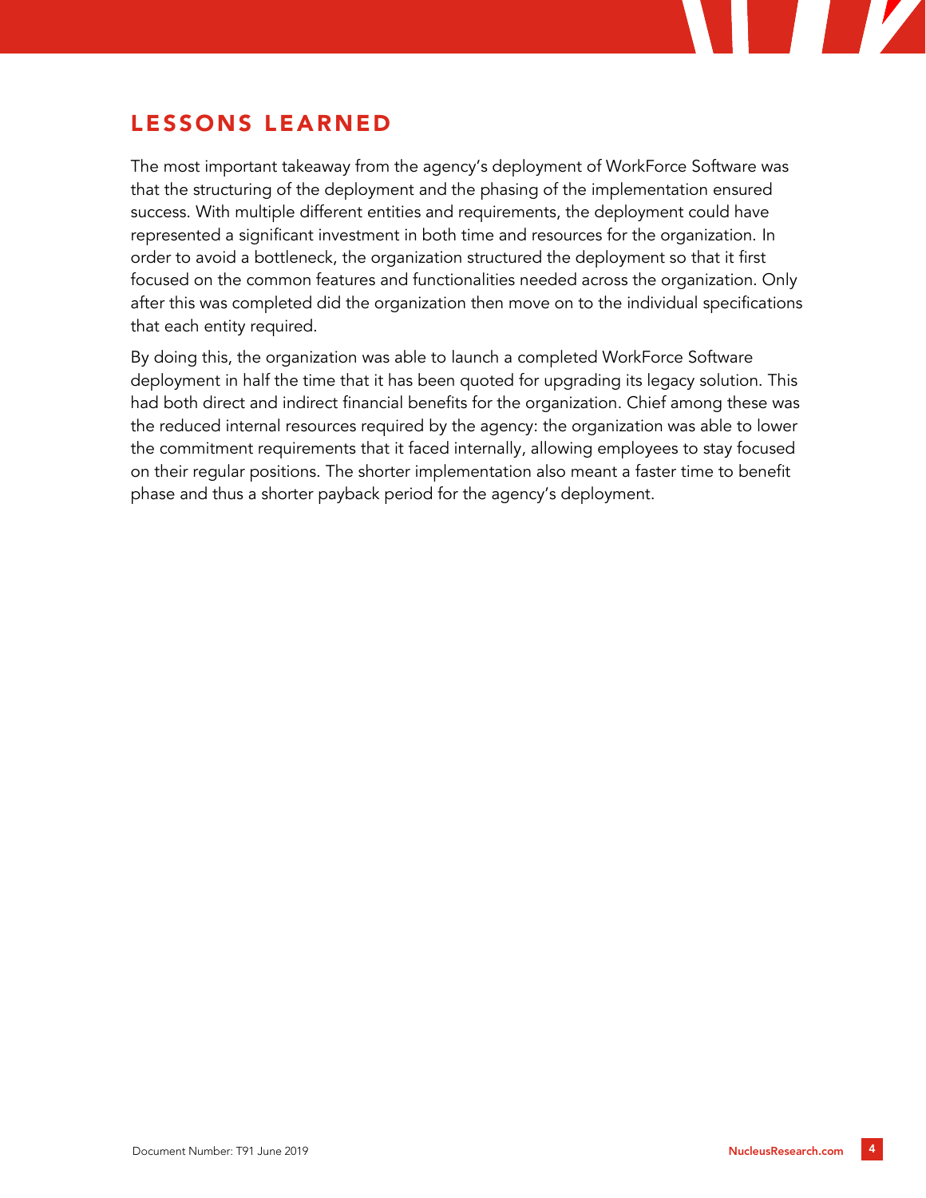## LESSONS LEARNED

The most important takeaway from the agency's deployment of WorkForce Software was that the structuring of the deployment and the phasing of the implementation ensured success. With multiple different entities and requirements, the deployment could have represented a significant investment in both time and resources for the organization. In order to avoid a bottleneck, the organization structured the deployment so that it first focused on the common features and functionalities needed across the organization. Only after this was completed did the organization then move on to the individual specifications that each entity required.

By doing this, the organization was able to launch a completed WorkForce Software deployment in half the time that it has been quoted for upgrading its legacy solution. This had both direct and indirect financial benefits for the organization. Chief among these was the reduced internal resources required by the agency: the organization was able to lower the commitment requirements that it faced internally, allowing employees to stay focused on their regular positions. The shorter implementation also meant a faster time to benefit phase and thus a shorter payback period for the agency's deployment.